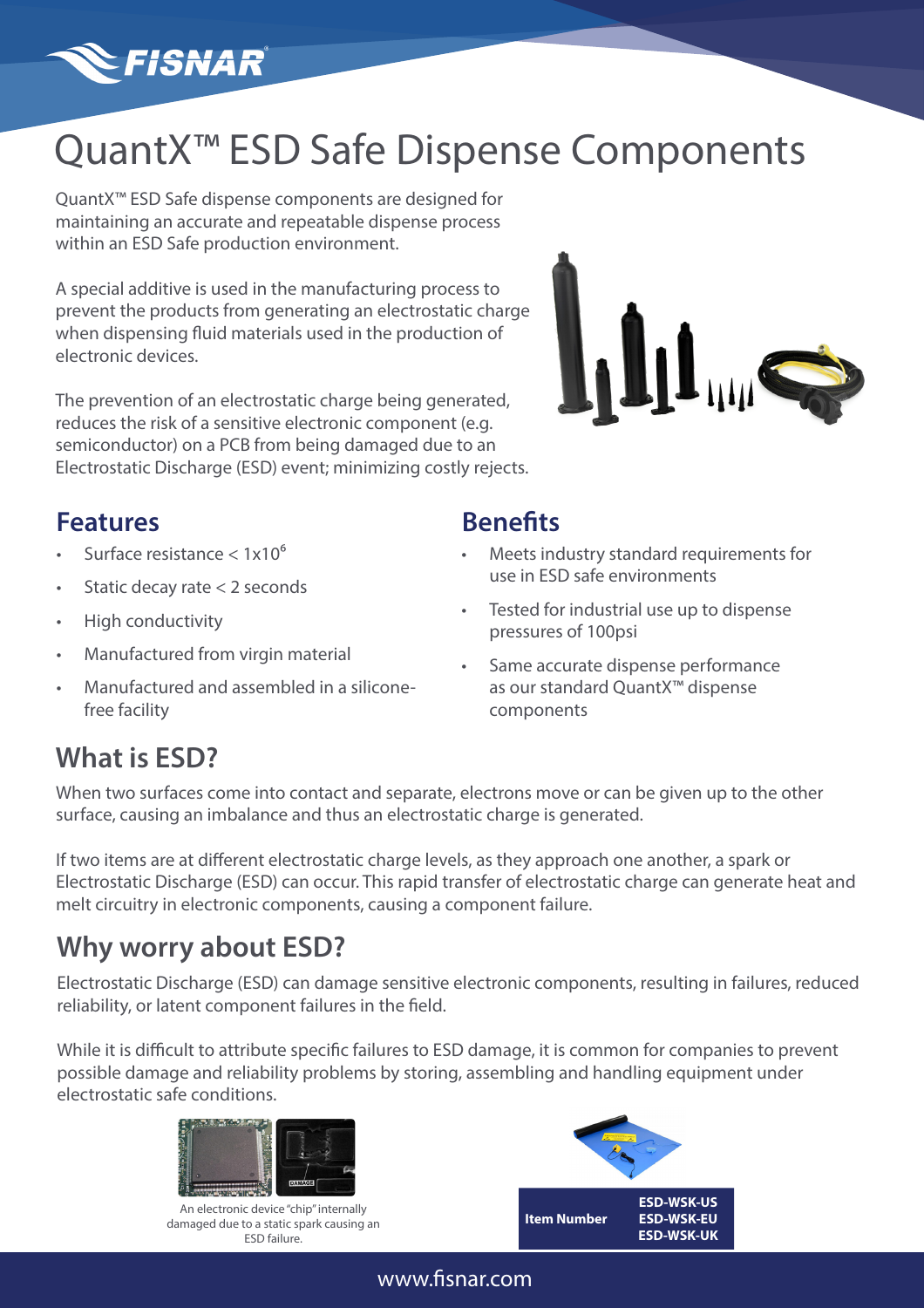# QuantX™ ESD Safe Dispense Components

QuantX™ ESD Safe dispense components are designed for maintaining an accurate and repeatable dispense process within an ESD Safe production environment.

A special additive is used in the manufacturing process to prevent the products from generating an electrostatic charge when dispensing fluid materials used in the production of electronic devices.

The prevention of an electrostatic charge being generated, reduces the risk of a sensitive electronic component (e.g. semiconductor) on a PCB from being damaged due to an Electrostatic Discharge (ESD) event; minimizing costly rejects.

## Features

- Surface resistance < $1x10^6$
- Static decay rate < 2 seconds
- High conductivity
- Manufactured from virgin material
- Manufactured and assembled in a silicone-free facility

## Benefits

- Meets industry standard requirements for use in ESD safe environments
- Tested for industrial use up to dispense pressures of 100psi
- Same accurate dispense performance as our standard QuantX™ dispense components

## What is ESD?

When two surfaces come into contact and separate, electrons move or can be given up to the other surface, causing an imbalance and thus an electrostatic charge is generated.

If two items are at different electrostatic charge levels, as they approach one another, a spark or Electrostatic Discharge (ESD) can occur. This rapid transfer of electrostatic charge can generate heat and melt circuitry in electronic components, causing a component failure.

## Why worry about ESD?

Electrostatic Discharge (ESD) can damage sensitive electronic components, resulting in failures, reduced reliability, or latent component failures in the field.

While it is difficult to attribute specific failures to ESD damage, it is common for companies to prevent possible damage and reliability problems by storing, assembling and handling equipment under electrostatic safe conditions.

An electronic device "chip" internally damaged due to a static spark causing an ESD failure.

| Item Number | ESD-WSK-US<br>ESD-WSK-EU<br>ESD-WSK-UK |
|---|---|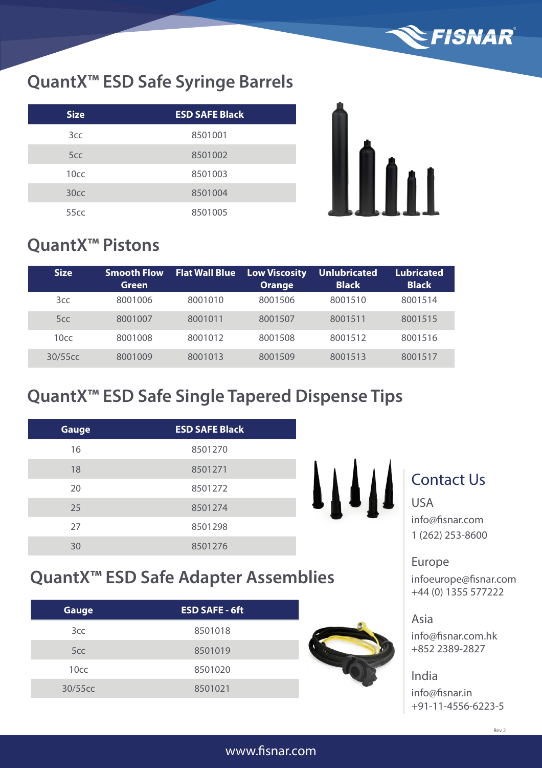# QuantX™ ESD Safe Syringe Barrels

| Size | ESD SAFE Black |
|---|---|
| 3cc | 8501001 |
| 5cc | 8501002 |
| 10cc | 8501003 |
| 30cc | 8501004 |
| 55cc | 8501005 |

# QuantX™ Pistons

| Size | Smooth Flow Green | Flat Wall Blue | Low Viscosity Orange | Unlubricated Black | Lubricated Black |
|---|---|---|---|---|---|
| 3cc | 8001006 | 8001010 | 8001506 | 8001510 | 8001514 |
| 5cc | 8001007 | 8001011 | 8001507 | 8001511 | 8001515 |
| 10cc | 8001008 | 8001012 | 8001508 | 8001512 | 8001516 |
| 30/55cc | 8001009 | 8001013 | 8001509 | 8001513 | 8001517 |

# QuantX™ ESD Safe Single Tapered Dispense Tips

| Gauge | ESD SAFE Black |
|---|---|
| 16 | 8501270 |
| 18 | 8501271 |
| 20 | 8501272 |
| 25 | 8501274 |
| 27 | 8501298 |
| 30 | 8501276 |

# QuantX™ ESD Safe Adapter Assemblies

| Gauge | ESD SAFE - 6ft |
|---|---|
| 3cc | 8501018 |
| 5cc | 8501019 |
| 10cc | 8501020 |
| 30/55cc | 8501021 |

## Contact Us

**USA**
info@fisnar.com
1 (262) 253-8600

**Europe**
infoeurope@fisnar.com
+44 (0) 1355 577222

**Asia**
info@fisnar.com.hk
+852 2389-2827

**India**
info@fisnar.in
+91-11-4556-6223-5

Rev 2

www.fisnar.com